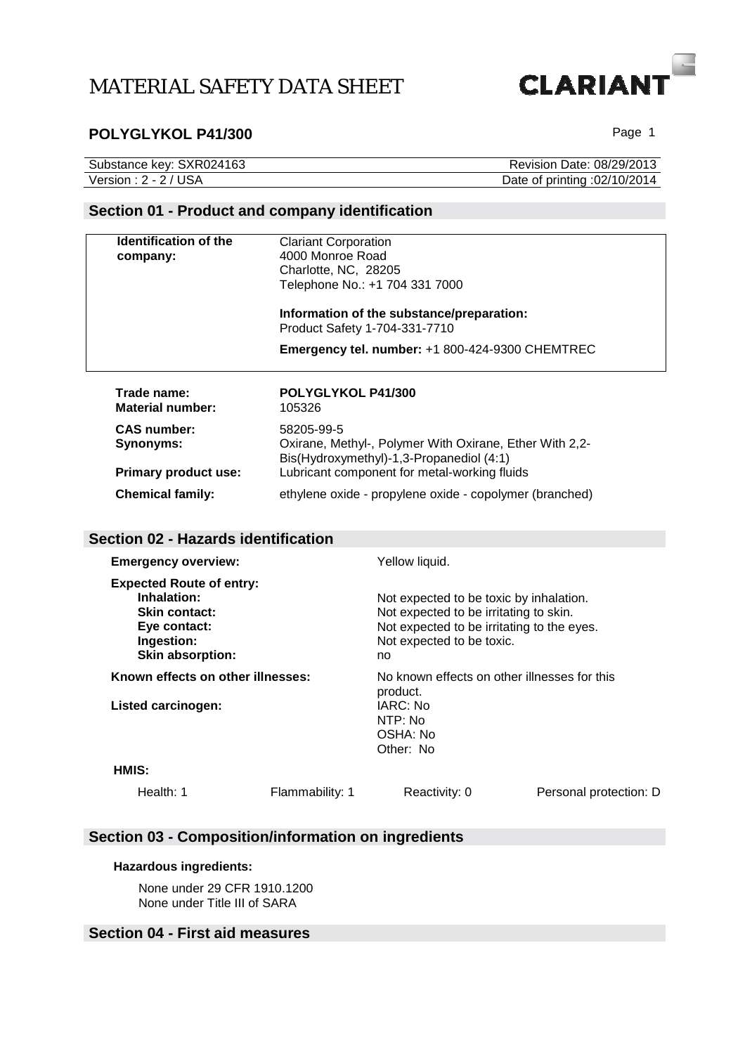# MATERIAL SAFETY DATA SHEET

**CLARIANT**

## POLYGLYKOL P41/300

| Substance key: SXR024163 | Revision Date: 08/29/2013 |
|---|---|
| Version : 2 - 2 / USA | Date of printing :02/10/2014 |

## Section 01 - Product and company identification

**Identification of the company:**

Clariant Corporation
4000 Monroe Road
Charlotte, NC, 28205
Telephone No.: +1 704 331 7000

**Information of the substance/preparation:**
Product Safety 1-704-331-7710

**Emergency tel. number:** +1 800-424-9300 CHEMTREC

| | |
|---|---|
| **Trade name:** | **POLYGLYKOL P41/300** |
| **Material number:** | 105326 |
| **CAS number:** | 58205-99-5 |
| **Synonyms:** | Oxirane, Methyl-, Polymer With Oxirane, Ether With 2,2-Bis(Hydroxymethyl)-1,3-Propanediol (4:1) |
| **Primary product use:** | Lubricant component for metal-working fluids |
| **Chemical family:** | ethylene oxide - propylene oxide - copolymer (branched) |

## Section 02 - Hazards identification

| | |
|---|---|
| **Emergency overview:** | Yellow liquid. |
| **Expected Route of entry:** | |
| **Inhalation:** | Not expected to be toxic by inhalation. |
| **Skin contact:** | Not expected to be irritating to skin. |
| **Eye contact:** | Not expected to be irritating to the eyes. |
| **Ingestion:** | Not expected to be toxic. |
| **Skin absorption:** | no |
| **Known effects on other illnesses:** | No known effects on other illnesses for this product. |
| **Listed carcinogen:** | IARC: No<br>NTP: No<br>OSHA: No<br>Other: No |

**HMIS:**

| Health: 1 | Flammability: 1 | Reactivity: 0 | Personal protection: D |
|---|---|---|---|

## Section 03 - Composition/information on ingredients

**Hazardous ingredients:**

None under 29 CFR 1910.1200
None under Title III of SARA

## Section 04 - First aid measures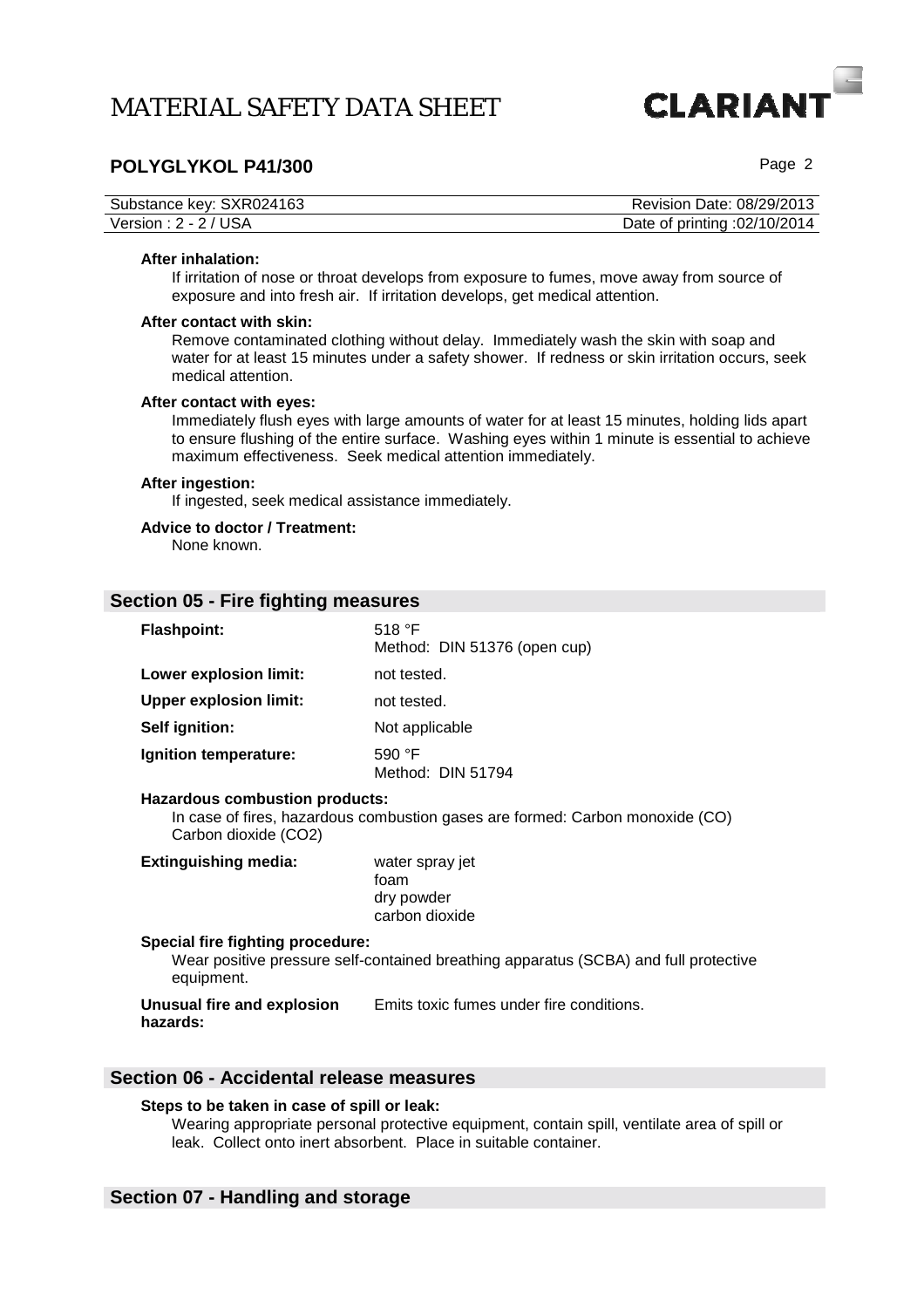**After inhalation:**
If irritation of nose or throat develops from exposure to fumes, move away from source of exposure and into fresh air. If irritation develops, get medical attention.

**After contact with skin:**
Remove contaminated clothing without delay. Immediately wash the skin with soap and water for at least 15 minutes under a safety shower. If redness or skin irritation occurs, seek medical attention.

**After contact with eyes:**
Immediately flush eyes with large amounts of water for at least 15 minutes, holding lids apart to ensure flushing of the entire surface. Washing eyes within 1 minute is essential to achieve maximum effectiveness. Seek medical attention immediately.

**After ingestion:**
If ingested, seek medical assistance immediately.

**Advice to doctor / Treatment:**
None known.

## Section 05 - Fire fighting measures

**Flashpoint:** 518 °F
Method: DIN 51376 (open cup)

**Lower explosion limit:** not tested.

**Upper explosion limit:** not tested.

**Self ignition:** Not applicable

**Ignition temperature:** 590 °F
Method: DIN 51794

**Hazardous combustion products:**
In case of fires, hazardous combustion gases are formed: Carbon monoxide (CO) Carbon dioxide ($CO_2$)

**Extinguishing media:**
- water spray jet
- foam
- dry powder
- carbon dioxide

**Special fire fighting procedure:**
Wear positive pressure self-contained breathing apparatus (SCBA) and full protective equipment.

**Unusual fire and explosion hazards:** Emits toxic fumes under fire conditions.

## Section 06 - Accidental release measures

**Steps to be taken in case of spill or leak:**
Wearing appropriate personal protective equipment, contain spill, ventilate area of spill or leak. Collect onto inert absorbent. Place in suitable container.

## Section 07 - Handling and storage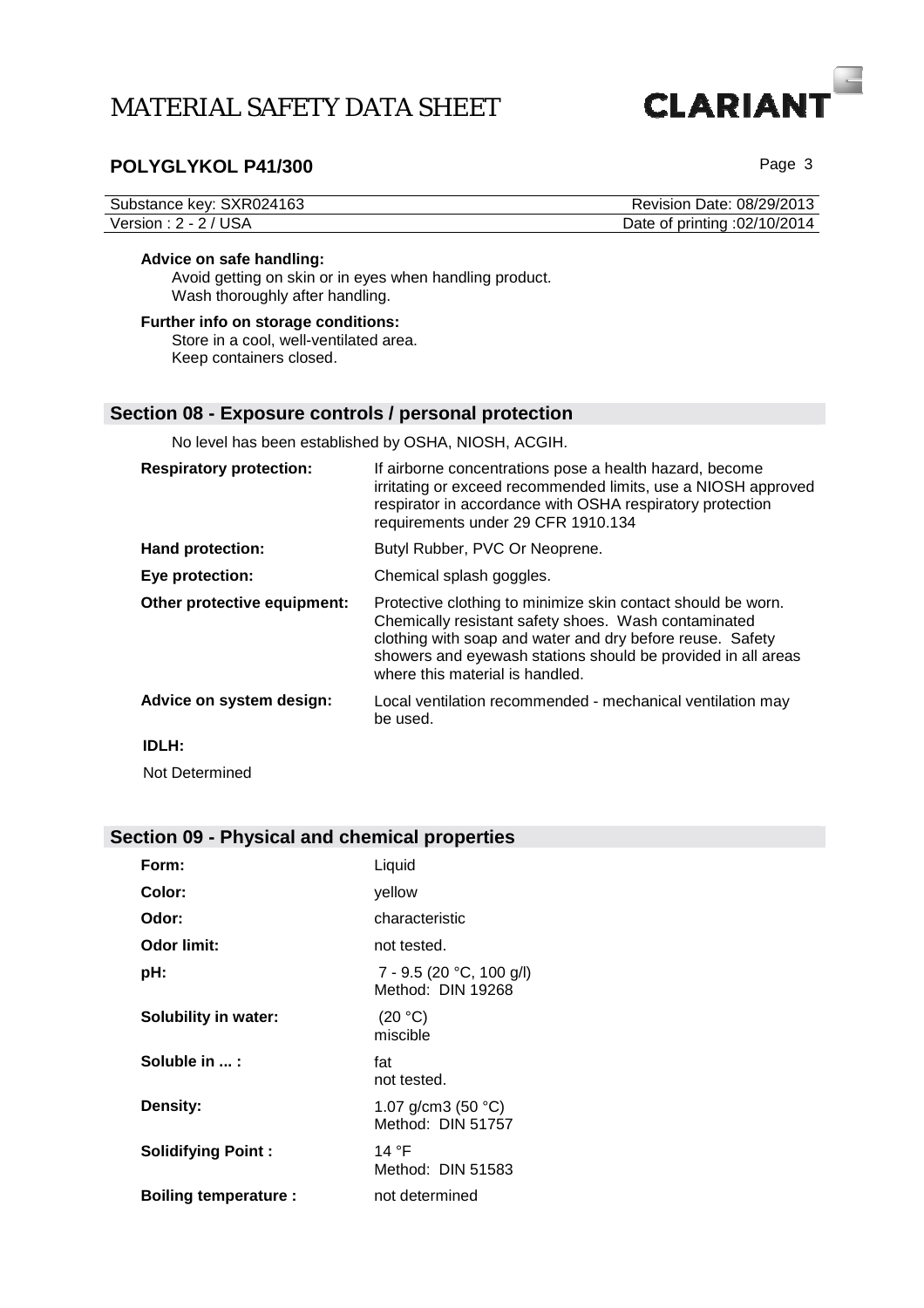**Advice on safe handling:**

Avoid getting on skin or in eyes when handling product.
Wash thoroughly after handling.

**Further info on storage conditions:**

Store in a cool, well-ventilated area.
Keep containers closed.

## Section 08 - Exposure controls / personal protection

No level has been established by OSHA, NIOSH, ACGIH.

| | |
|---|---|
| **Respiratory protection:** | If airborne concentrations pose a health hazard, become irritating or exceed recommended limits, use a NIOSH approved respirator in accordance with OSHA respiratory protection requirements under 29 CFR 1910.134 |
| **Hand protection:** | Butyl Rubber, PVC Or Neoprene. |
| **Eye protection:** | Chemical splash goggles. |
| **Other protective equipment:** | Protective clothing to minimize skin contact should be worn. Chemically resistant safety shoes. Wash contaminated clothing with soap and water and dry before reuse. Safety showers and eyewash stations should be provided in all areas where this material is handled. |
| **Advice on system design:** | Local ventilation recommended - mechanical ventilation may be used. |

**IDLH:**

Not Determined

## Section 09 - Physical and chemical properties

| | |
|---|---|
| **Form:** | Liquid |
| **Color:** | yellow |
| **Odor:** | characteristic |
| **Odor limit:** | not tested. |
| **pH:** | 7 - 9.5 (20 °C, 100 g/l)<br>Method: DIN 19268 |
| **Solubility in water:** | (20 °C)<br>miscible |
| **Soluble in ... :** | fat<br>not tested. |
| **Density:** | 1.07 g/cm3 (50 °C)<br>Method: DIN 51757 |
| **Solidifying Point :** | 14 °F<br>Method: DIN 51583 |
| **Boiling temperature :** | not determined |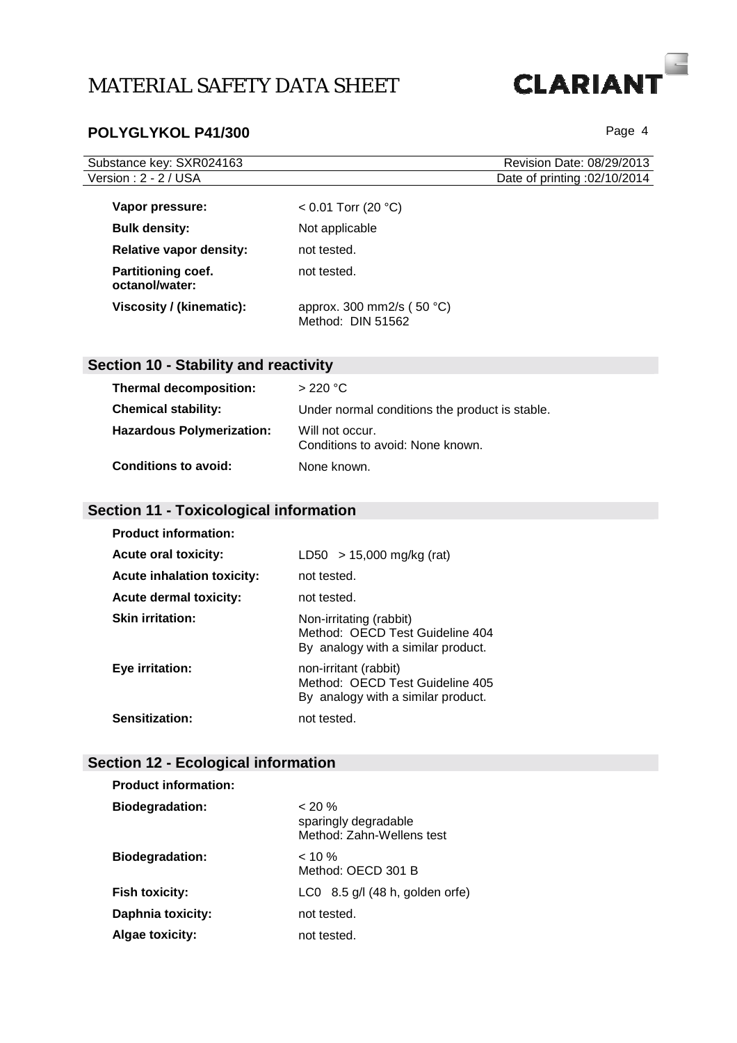| | |
|---|---|
| **Vapor pressure:** | < 0.01 Torr (20 °C) |
| **Bulk density:** | Not applicable |
| **Relative vapor density:** | not tested. |
| **Partitioning coef. octanol/water:** | not tested. |
| **Viscosity / (kinematic):** | approx. 300 mm2/s ( 50 °C)<br>Method: DIN 51562 |

## Section 10 - Stability and reactivity

| | |
|---|---|
| **Thermal decomposition:** | > 220 °C |
| **Chemical stability:** | Under normal conditions the product is stable. |
| **Hazardous Polymerization:** | Will not occur.<br>Conditions to avoid: None known. |
| **Conditions to avoid:** | None known. |

## Section 11 - Toxicological information

**Product information:**

| | |
|---|---|
| **Acute oral toxicity:** | LD50 > 15,000 mg/kg (rat) |
| **Acute inhalation toxicity:** | not tested. |
| **Acute dermal toxicity:** | not tested. |
| **Skin irritation:** | Non-irritating (rabbit)<br>Method: OECD Test Guideline 404<br>By analogy with a similar product. |
| **Eye irritation:** | non-irritant (rabbit)<br>Method: OECD Test Guideline 405<br>By analogy with a similar product. |
| **Sensitization:** | not tested. |

## Section 12 - Ecological information

**Product information:**

| | |
|---|---|
| **Biodegradation:** | < 20 %<br>sparingly degradable<br>Method: Zahn-Wellens test |
| **Biodegradation:** | < 10 %<br>Method: OECD 301 B |
| **Fish toxicity:** | LC0 8.5 g/l (48 h, golden orfe) |
| **Daphnia toxicity:** | not tested. |
| **Algae toxicity:** | not tested. |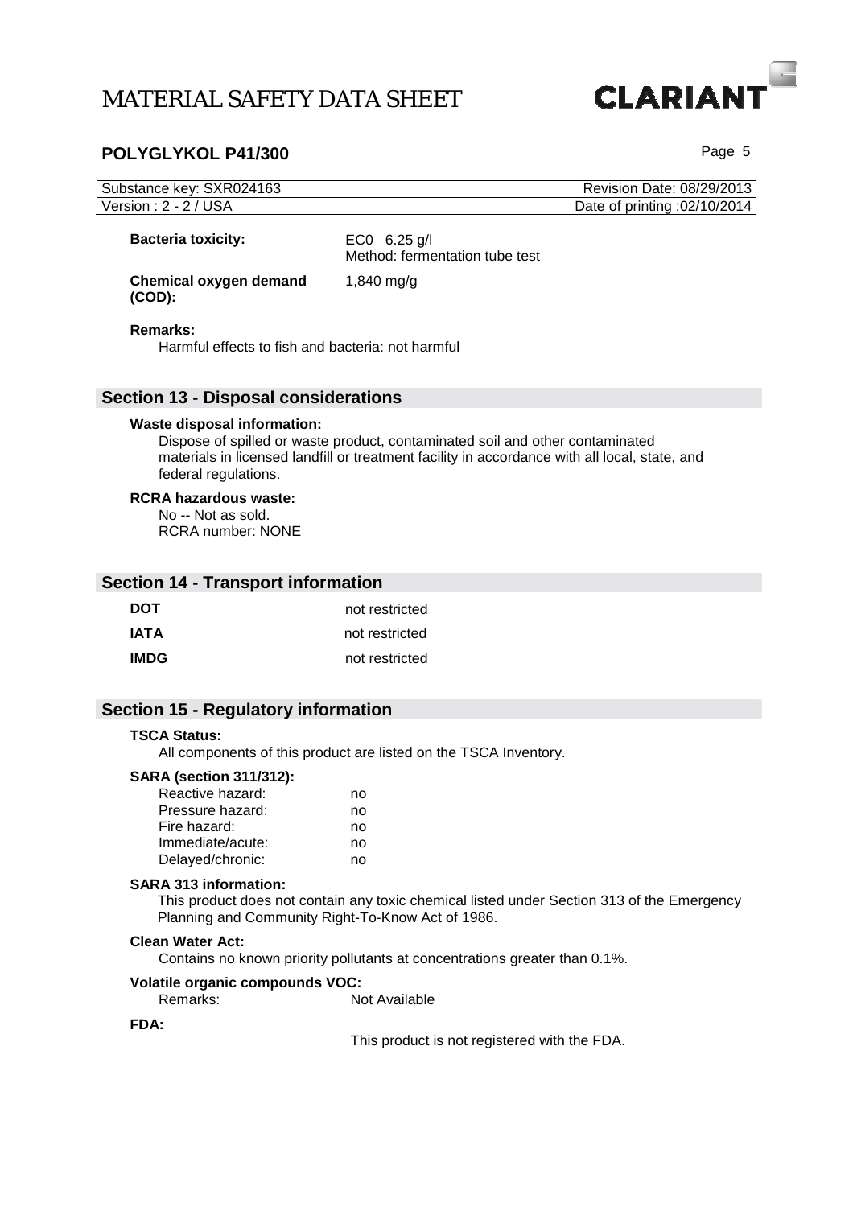**Bacteria toxicity:** EC0 6.25 g/l
Method: fermentation tube test

**Chemical oxygen demand (COD):** 1,840 mg/g

**Remarks:**
Harmful effects to fish and bacteria: not harmful

## Section 13 - Disposal considerations

**Waste disposal information:**
Dispose of spilled or waste product, contaminated soil and other contaminated materials in licensed landfill or treatment facility in accordance with all local, state, and federal regulations.

**RCRA hazardous waste:**
No -- Not as sold.
RCRA number: NONE

## Section 14 - Transport information

| | |
|---|---|
| **DOT** | not restricted |
| **IATA** | not restricted |
| **IMDG** | not restricted |

## Section 15 - Regulatory information

**TSCA Status:**
All components of this product are listed on the TSCA Inventory.

**SARA (section 311/312):**

| | |
|---|---|
| Reactive hazard: | no |
| Pressure hazard: | no |
| Fire hazard: | no |
| Immediate/acute: | no |
| Delayed/chronic: | no |

**SARA 313 information:**
This product does not contain any toxic chemical listed under Section 313 of the Emergency Planning and Community Right-To-Know Act of 1986.

**Clean Water Act:**
Contains no known priority pollutants at concentrations greater than 0.1%.

**Volatile organic compounds VOC:**
Remarks: Not Available

**FDA:**
This product is not registered with the FDA.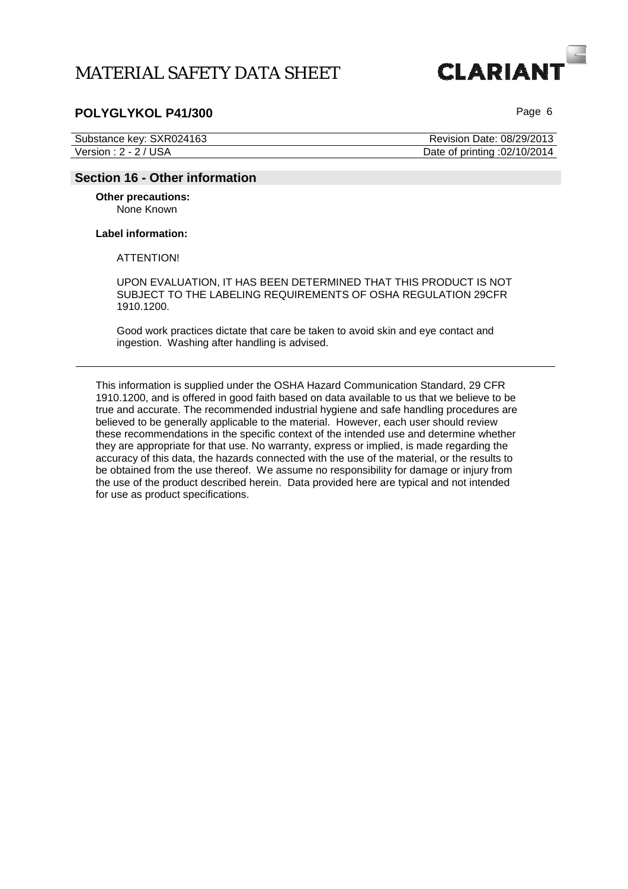## Section 16 - Other information

**Other precautions:**
None Known

**Label information:**

ATTENTION!

UPON EVALUATION, IT HAS BEEN DETERMINED THAT THIS PRODUCT IS NOT SUBJECT TO THE LABELING REQUIREMENTS OF OSHA REGULATION 29CFR 1910.1200.

Good work practices dictate that care be taken to avoid skin and eye contact and ingestion. Washing after handling is advised.

---

This information is supplied under the OSHA Hazard Communication Standard, 29 CFR 1910.1200, and is offered in good faith based on data available to us that we believe to be true and accurate. The recommended industrial hygiene and safe handling procedures are believed to be generally applicable to the material. However, each user should review these recommendations in the specific context of the intended use and determine whether they are appropriate for that use. No warranty, express or implied, is made regarding the accuracy of this data, the hazards connected with the use of the material, or the results to be obtained from the use thereof. We assume no responsibility for damage or injury from the use of the product described herein. Data provided here are typical and not intended for use as product specifications.